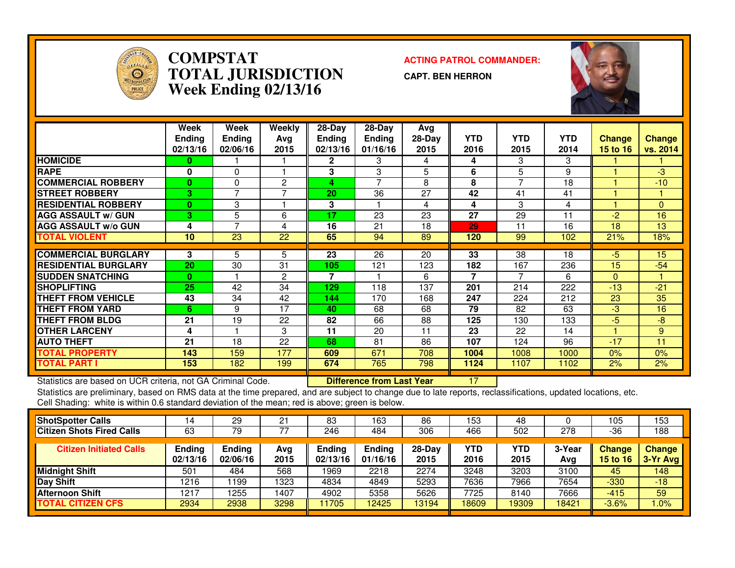# COMPSTAT
# TOTAL JURISDICTION
## Week Ending 02/13/16

**ACTING PATROL COMMANDER:**

**CAPT. BEN HERRON**

| | Week Ending 02/13/16 | Week Ending 02/06/16 | Weekly Avg 2015 | 28-Day Ending 02/13/16 | 28-Day Ending 01/16/16 | Avg 28-Day 2015 | YTD 2016 | YTD 2015 | YTD 2014 | Change 15 to 16 | Change vs. 2014 |
|---|---|---|---|---|---|---|---|---|---|---|---|
| HOMICIDE | 0 | 1 | 1 | 2 | 3 | 4 | 4 | 3 | 3 | 1 | 1 |
| RAPE | 0 | 0 | 1 | 3 | 3 | 5 | 6 | 5 | 9 | 1 | -3 |
| COMMERCIAL ROBBERY | 0 | 0 | 2 | 4 | 7 | 8 | 8 | 7 | 18 | 1 | -10 |
| STREET ROBBERY | 3 | 7 | 7 | 20 | 36 | 27 | 42 | 41 | 41 | 1 | 1 |
| RESIDENTIAL ROBBERY | 0 | 3 | 1 | 3 | 1 | 4 | 4 | 3 | 4 | 1 | 0 |
| AGG ASSAULT w/ GUN | 3 | 5 | 6 | 17 | 23 | 23 | 27 | 29 | 11 | -2 | 16 |
| AGG ASSAULT w/o GUN | 4 | 7 | 4 | 16 | 21 | 18 | 29 | 11 | 16 | 18 | 13 |
| TOTAL VIOLENT | 10 | 23 | 22 | 65 | 94 | 89 | 120 | 99 | 102 | 21% | 18% |
| COMMERCIAL BURGLARY | 3 | 5 | 5 | 23 | 26 | 20 | 33 | 38 | 18 | -5 | 15 |
| RESIDENTIAL BURGLARY | 20 | 30 | 31 | 105 | 121 | 123 | 182 | 167 | 236 | 15 | -54 |
| SUDDEN SNATCHING | 0 | 1 | 2 | 7 | 1 | 6 | 7 | 7 | 6 | 0 | 1 |
| SHOPLIFTING | 25 | 42 | 34 | 129 | 118 | 137 | 201 | 214 | 222 | -13 | -21 |
| THEFT FROM VEHICLE | 43 | 34 | 42 | 144 | 170 | 168 | 247 | 224 | 212 | 23 | 35 |
| THEFT FROM YARD | 6 | 9 | 17 | 40 | 68 | 68 | 79 | 82 | 63 | -3 | 16 |
| THEFT FROM BLDG | 21 | 19 | 22 | 82 | 66 | 88 | 125 | 130 | 133 | -5 | -8 |
| OTHER LARCENY | 4 | 1 | 3 | 11 | 20 | 11 | 23 | 22 | 14 | 1 | 9 |
| AUTO THEFT | 21 | 18 | 22 | 68 | 81 | 86 | 107 | 124 | 96 | -17 | 11 |
| TOTAL PROPERTY | 143 | 159 | 177 | 609 | 671 | 708 | 1004 | 1008 | 1000 | 0% | 0% |
| TOTAL PART I | 153 | 182 | 199 | 674 | 765 | 798 | 1124 | 1107 | 1102 | 2% | 2% |

Statistics are based on UCR criteria, not GA Criminal Code.

**Difference from Last Year** 17

Statistics are preliminary, based on RMS data at the time prepared, and are subject to change due to late reports, reclassifications, updated locations, etc.
Cell Shading: white is within 0.6 standard deviation of the mean; red is above; green is below.

| | | | | | | | | | | | |
|---|---|---|---|---|---|---|---|---|---|---|---|
| ShotSpotter Calls | 14 | 29 | 21 | 83 | 163 | 86 | 153 | 48 | 0 | 105 | 153 |
| Citizen Shots Fired Calls | 63 | 79 | 77 | 246 | 484 | 306 | 466 | 502 | 278 | -36 | 188 |

| Citizen Initiated Calls | Ending 02/13/16 | Ending 02/06/16 | Avg 2015 | Ending 02/13/16 | Ending 01/16/16 | 28-Day 2015 | YTD 2016 | YTD 2015 | 3-Year Avg | Change 15 to 16 | Change 3-Yr Avg |
|---|---|---|---|---|---|---|---|---|---|---|---|
| Midnight Shift | 501 | 484 | 568 | 1969 | 2218 | 2274 | 3248 | 3203 | 3100 | 45 | 148 |
| Day Shift | 1216 | 1199 | 1323 | 4834 | 4849 | 5293 | 7636 | 7966 | 7654 | -330 | -18 |
| Afternoon Shift | 1217 | 1255 | 1407 | 4902 | 5358 | 5626 | 7725 | 8140 | 7666 | -415 | 59 |
| TOTAL CITIZEN CFS | 2934 | 2938 | 3298 | 11705 | 12425 | 13194 | 18609 | 19309 | 18421 | -3.6% | 1.0% |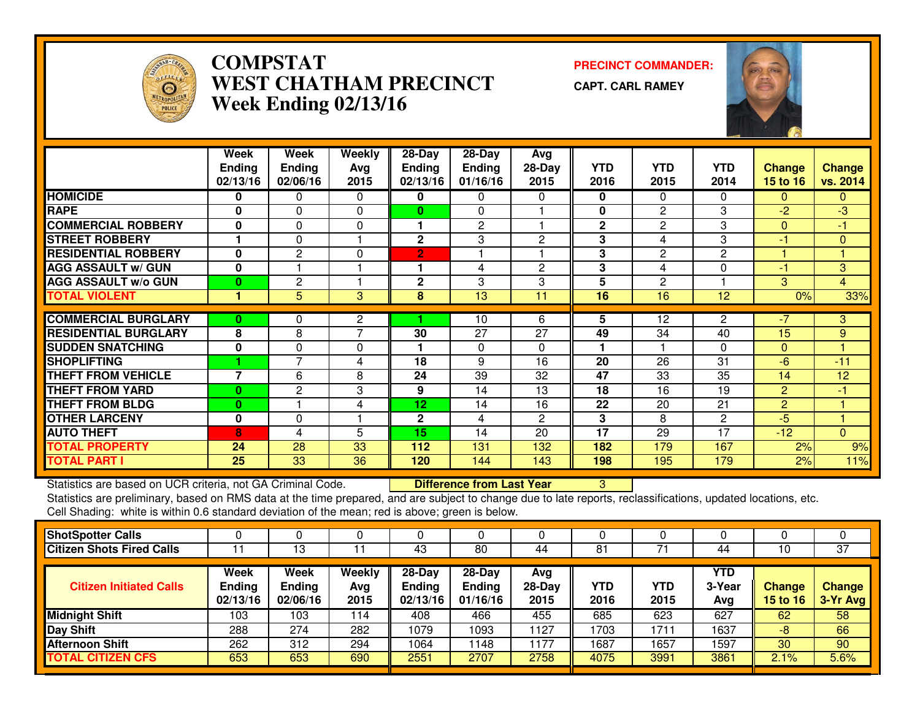# COMPSTAT
# WEST CHATHAM PRECINCT
# Week Ending 02/13/16

**PRECINCT COMMANDER:**

**CAPT. CARL RAMEY**

| | Week Ending 02/13/16 | Week Ending 02/06/16 | Weekly Avg 2015 | 28-Day Ending 02/13/16 | 28-Day Ending 01/16/16 | Avg 28-Day 2015 | YTD 2016 | YTD 2015 | YTD 2014 | Change 15 to 16 | Change vs. 2014 |
|---|---|---|---|---|---|---|---|---|---|---|---|
| HOMICIDE | 0 | 0 | 0 | 0 | 0 | 0 | 0 | 0 | 0 | 0 | 0 |
| RAPE | 0 | 0 | 0 | 0 | 0 | 1 | 0 | 2 | 3 | -2 | -3 |
| COMMERCIAL ROBBERY | 0 | 0 | 0 | 1 | 2 | 1 | 2 | 2 | 3 | 0 | -1 |
| STREET ROBBERY | 1 | 0 | 1 | 2 | 3 | 2 | 3 | 4 | 3 | -1 | 0 |
| RESIDENTIAL ROBBERY | 0 | 2 | 0 | 2 | 1 | 1 | 3 | 2 | 2 | 1 | 1 |
| AGG ASSAULT w/ GUN | 0 | 1 | 1 | 1 | 4 | 2 | 3 | 4 | 0 | -1 | 3 |
| AGG ASSAULT w/o GUN | 0 | 2 | 1 | 2 | 3 | 3 | 5 | 2 | 1 | 3 | 4 |
| TOTAL VIOLENT | 1 | 5 | 3 | 8 | 13 | 11 | 16 | 16 | 12 | 0% | 33% |
| COMMERCIAL BURGLARY | 0 | 0 | 2 | 1 | 10 | 6 | 5 | 12 | 2 | -7 | 3 |
| RESIDENTIAL BURGLARY | 8 | 8 | 7 | 30 | 27 | 27 | 49 | 34 | 40 | 15 | 9 |
| SUDDEN SNATCHING | 0 | 0 | 0 | 1 | 0 | 0 | 1 | 1 | 0 | 0 | 1 |
| SHOPLIFTING | 1 | 7 | 4 | 18 | 9 | 16 | 20 | 26 | 31 | -6 | -11 |
| THEFT FROM VEHICLE | 7 | 6 | 8 | 24 | 39 | 32 | 47 | 33 | 35 | 14 | 12 |
| THEFT FROM YARD | 0 | 2 | 3 | 9 | 14 | 13 | 18 | 16 | 19 | 2 | -1 |
| THEFT FROM BLDG | 0 | 1 | 4 | 12 | 14 | 16 | 22 | 20 | 21 | 2 | 1 |
| OTHER LARCENY | 0 | 0 | 1 | 2 | 4 | 2 | 3 | 8 | 2 | -5 | 1 |
| AUTO THEFT | 8 | 4 | 5 | 15 | 14 | 20 | 17 | 29 | 17 | -12 | 0 |
| TOTAL PROPERTY | 24 | 28 | 33 | 112 | 131 | 132 | 182 | 179 | 167 | 2% | 9% |
| TOTAL PART I | 25 | 33 | 36 | 120 | 144 | 143 | 198 | 195 | 179 | 2% | 11% |

Statistics are based on UCR criteria, not GA Criminal Code. **Difference from Last Year** 3

Statistics are preliminary, based on RMS data at the time prepared, and are subject to change due to late reports, reclassifications, updated locations, etc.

Cell Shading: white is within 0.6 standard deviation of the mean; red is above; green is below.

| | | | | | | | | | | | |
|---|---|---|---|---|---|---|---|---|---|---|---|
| ShotSpotter Calls | 0 | 0 | 0 | 0 | 0 | 0 | 0 | 0 | 0 | 0 | 0 |
| Citizen Shots Fired Calls | 11 | 13 | 11 | 43 | 80 | 44 | 81 | 71 | 44 | 10 | 37 |

| Citizen Initiated Calls | Week Ending 02/13/16 | Week Ending 02/06/16 | Weekly Avg 2015 | 28-Day Ending 02/13/16 | 28-Day Ending 01/16/16 | Avg 28-Day 2015 | YTD 2016 | YTD 2015 | YTD 3-Year Avg | Change 15 to 16 | Change 3-Yr Avg |
|---|---|---|---|---|---|---|---|---|---|---|---|
| Midnight Shift | 103 | 103 | 114 | 408 | 466 | 455 | 685 | 623 | 627 | 62 | 58 |
| Day Shift | 288 | 274 | 282 | 1079 | 1093 | 1127 | 1703 | 1711 | 1637 | -8 | 66 |
| Afternoon Shift | 262 | 312 | 294 | 1064 | 1148 | 1177 | 1687 | 1657 | 1597 | 30 | 90 |
| TOTAL CITIZEN CFS | 653 | 653 | 690 | 2551 | 2707 | 2758 | 4075 | 3991 | 3861 | 2.1% | 5.6% |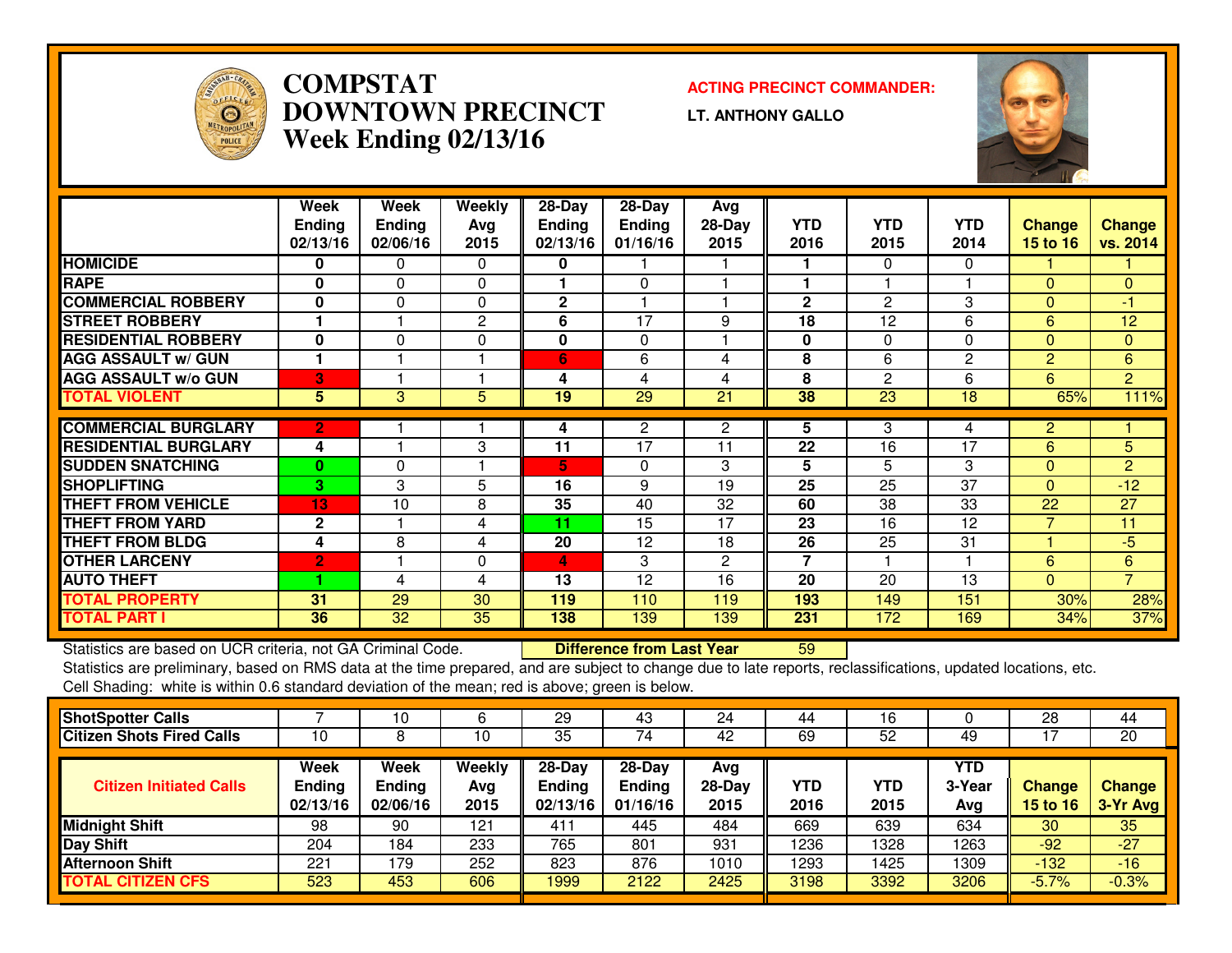# COMPSTAT
# DOWNTOWN PRECINCT
# Week Ending 02/13/16

**ACTING PRECINCT COMMANDER:**

**LT. ANTHONY GALLO**

| | Week Ending 02/13/16 | Week Ending 02/06/16 | Weekly Avg 2015 | 28-Day Ending 02/13/16 | 28-Day Ending 01/16/16 | Avg 28-Day 2015 | YTD 2016 | YTD 2015 | YTD 2014 | Change 15 to 16 | Change vs. 2014 |
|---|---|---|---|---|---|---|---|---|---|---|---|
| HOMICIDE | 0 | 0 | 0 | 0 | 1 | 1 | 1 | 0 | 0 | 1 | 1 |
| RAPE | 0 | 0 | 0 | 1 | 0 | 1 | 1 | 1 | 1 | 0 | 0 |
| COMMERCIAL ROBBERY | 0 | 0 | 0 | 2 | 1 | 1 | 2 | 2 | 3 | 0 | -1 |
| STREET ROBBERY | 1 | 1 | 2 | 6 | 17 | 9 | 18 | 12 | 6 | 6 | 12 |
| RESIDENTIAL ROBBERY | 0 | 0 | 0 | 0 | 0 | 1 | 0 | 0 | 0 | 0 | 0 |
| AGG ASSAULT w/ GUN | 1 | 1 | 1 | 6 | 6 | 4 | 8 | 6 | 2 | 2 | 6 |
| AGG ASSAULT w/o GUN | 3 | 1 | 1 | 4 | 4 | 4 | 8 | 2 | 6 | 6 | 2 |
| TOTAL VIOLENT | 5 | 3 | 5 | 19 | 29 | 21 | 38 | 23 | 18 | 65% | 111% |
| COMMERCIAL BURGLARY | 2 | 1 | 1 | 4 | 2 | 2 | 5 | 3 | 4 | 2 | 1 |
| RESIDENTIAL BURGLARY | 4 | 1 | 3 | 11 | 17 | 11 | 22 | 16 | 17 | 6 | 5 |
| SUDDEN SNATCHING | 0 | 0 | 1 | 5 | 0 | 3 | 5 | 5 | 3 | 0 | 2 |
| SHOPLIFTING | 3 | 3 | 5 | 16 | 9 | 19 | 25 | 25 | 37 | 0 | -12 |
| THEFT FROM VEHICLE | 13 | 10 | 8 | 35 | 40 | 32 | 60 | 38 | 33 | 22 | 27 |
| THEFT FROM YARD | 2 | 1 | 4 | 11 | 15 | 17 | 23 | 16 | 12 | 7 | 11 |
| THEFT FROM BLDG | 4 | 8 | 4 | 20 | 12 | 18 | 26 | 25 | 31 | 1 | -5 |
| OTHER LARCENY | 2 | 1 | 0 | 4 | 3 | 2 | 7 | 1 | 1 | 6 | 6 |
| AUTO THEFT | 1 | 4 | 4 | 13 | 12 | 16 | 20 | 20 | 13 | 0 | 7 |
| TOTAL PROPERTY | 31 | 29 | 30 | 119 | 110 | 119 | 193 | 149 | 151 | 30% | 28% |
| TOTAL PART I | 36 | 32 | 35 | 138 | 139 | 139 | 231 | 172 | 169 | 34% | 37% |

Statistics are based on UCR criteria, not GA Criminal Code. **Difference from Last Year** 59

Statistics are preliminary, based on RMS data at the time prepared, and are subject to change due to late reports, reclassifications, updated locations, etc.

Cell Shading: white is within 0.6 standard deviation of the mean; red is above; green is below.

| | Week Ending 02/13/16 | Week Ending 02/06/16 | Weekly Avg 2015 | 28-Day Ending 02/13/16 | 28-Day Ending 01/16/16 | Avg 28-Day 2015 | YTD 2016 | YTD 2015 | YTD 2014 | Change 15 to 16 | Change vs. 2014 |
|---|---|---|---|---|---|---|---|---|---|---|---|
| ShotSpotter Calls | 7 | 10 | 6 | 29 | 43 | 24 | 44 | 16 | 0 | 28 | 44 |
| Citizen Shots Fired Calls | 10 | 8 | 10 | 35 | 74 | 42 | 69 | 52 | 49 | 17 | 20 |

| Citizen Initiated Calls | Week Ending 02/13/16 | Week Ending 02/06/16 | Weekly Avg 2015 | 28-Day Ending 02/13/16 | 28-Day Ending 01/16/16 | Avg 28-Day 2015 | YTD 2016 | YTD 2015 | YTD 3-Year Avg | Change 15 to 16 | Change 3-Yr Avg |
|---|---|---|---|---|---|---|---|---|---|---|---|
| Midnight Shift | 98 | 90 | 121 | 411 | 445 | 484 | 669 | 639 | 634 | 30 | 35 |
| Day Shift | 204 | 184 | 233 | 765 | 801 | 931 | 1236 | 1328 | 1263 | -92 | -27 |
| Afternoon Shift | 221 | 179 | 252 | 823 | 876 | 1010 | 1293 | 1425 | 1309 | -132 | -16 |
| TOTAL CITIZEN CFS | 523 | 453 | 606 | 1999 | 2122 | 2425 | 3198 | 3392 | 3206 | -5.7% | -0.3% |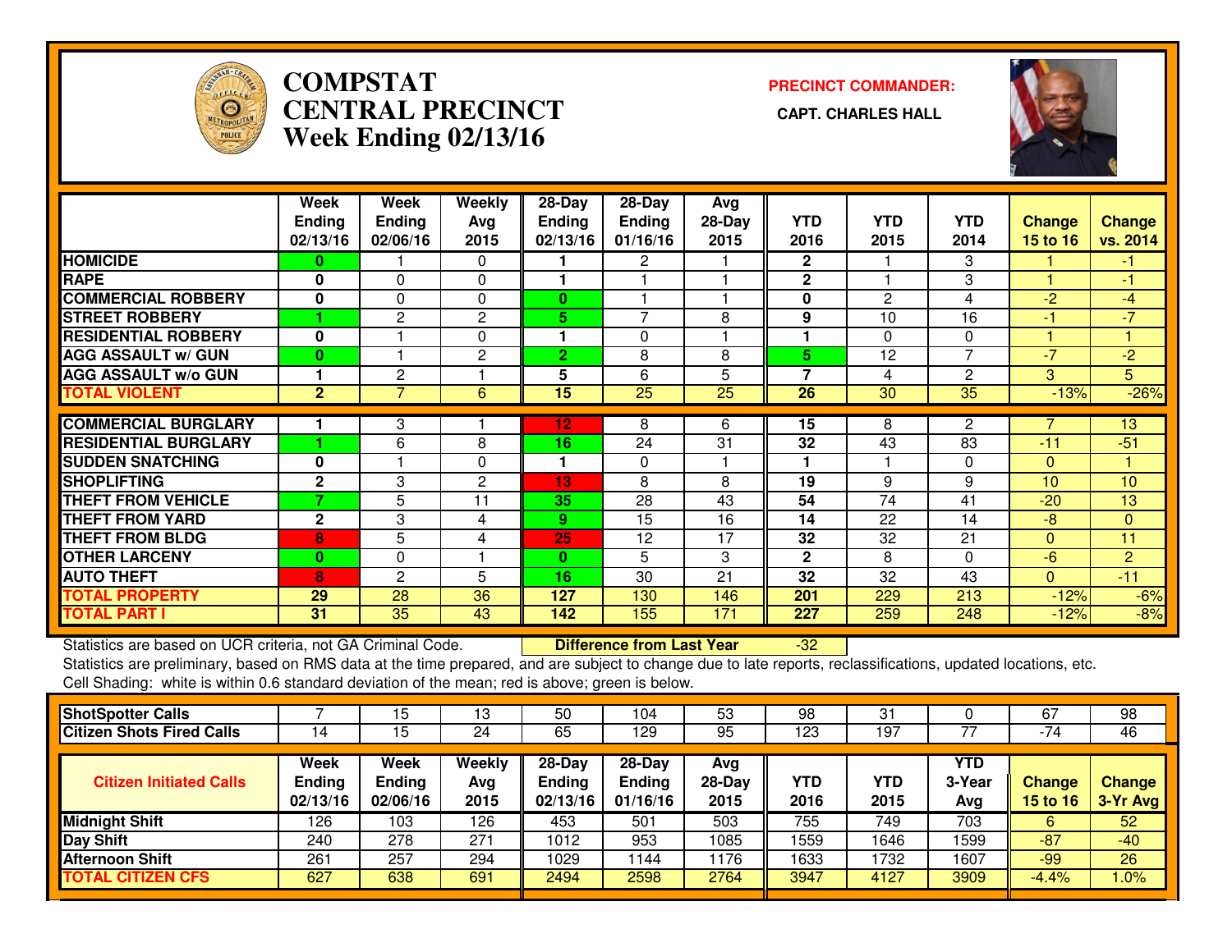# COMPSTAT
# CENTRAL PRECINCT
# Week Ending 02/13/16

**PRECINCT COMMANDER:**

**CAPT. CHARLES HALL**

| | Week Ending 02/13/16 | Week Ending 02/06/16 | Weekly Avg 2015 | 28-Day Ending 02/13/16 | 28-Day Ending 01/16/16 | Avg 28-Day 2015 | YTD 2016 | YTD 2015 | YTD 2014 | Change 15 to 16 | Change vs. 2014 |
|---|---|---|---|---|---|---|---|---|---|---|---|
| HOMICIDE | 0 | 1 | 0 | 1 | 2 | 1 | 2 | 1 | 3 | 1 | -1 |
| RAPE | 0 | 0 | 0 | 1 | 1 | 1 | 2 | 1 | 3 | 1 | -1 |
| COMMERCIAL ROBBERY | 0 | 0 | 0 | 0 | 1 | 1 | 0 | 2 | 4 | -2 | -4 |
| STREET ROBBERY | 1 | 2 | 2 | 5 | 7 | 8 | 9 | 10 | 16 | -1 | -7 |
| RESIDENTIAL ROBBERY | 0 | 1 | 0 | 1 | 0 | 1 | 1 | 0 | 0 | 1 | 1 |
| AGG ASSAULT w/ GUN | 0 | 1 | 2 | 2 | 8 | 8 | 5 | 12 | 7 | -7 | -2 |
| AGG ASSAULT w/o GUN | 1 | 2 | 1 | 5 | 6 | 5 | 7 | 4 | 2 | 3 | 5 |
| TOTAL VIOLENT | 2 | 7 | 6 | 15 | 25 | 25 | 26 | 30 | 35 | -13% | -26% |
| COMMERCIAL BURGLARY | 1 | 3 | 1 | 12 | 8 | 6 | 15 | 8 | 2 | 7 | 13 |
| RESIDENTIAL BURGLARY | 1 | 6 | 8 | 16 | 24 | 31 | 32 | 43 | 83 | -11 | -51 |
| SUDDEN SNATCHING | 0 | 1 | 0 | 1 | 0 | 1 | 1 | 1 | 0 | 0 | 1 |
| SHOPLIFTING | 2 | 3 | 2 | 13 | 8 | 8 | 19 | 9 | 9 | 10 | 10 |
| THEFT FROM VEHICLE | 7 | 5 | 11 | 35 | 28 | 43 | 54 | 74 | 41 | -20 | 13 |
| THEFT FROM YARD | 2 | 3 | 4 | 9 | 15 | 16 | 14 | 22 | 14 | -8 | 0 |
| THEFT FROM BLDG | 8 | 5 | 4 | 25 | 12 | 17 | 32 | 32 | 21 | 0 | 11 |
| OTHER LARCENY | 0 | 0 | 1 | 0 | 5 | 3 | 2 | 8 | 0 | -6 | 2 |
| AUTO THEFT | 8 | 2 | 5 | 16 | 30 | 21 | 32 | 32 | 43 | 0 | -11 |
| TOTAL PROPERTY | 29 | 28 | 36 | 127 | 130 | 146 | 201 | 229 | 213 | -12% | -6% |
| TOTAL PART I | 31 | 35 | 43 | 142 | 155 | 171 | 227 | 259 | 248 | -12% | -8% |

Statistics are based on UCR criteria, not GA Criminal Code. **Difference from Last Year** -32

Statistics are preliminary, based on RMS data at the time prepared, and are subject to change due to late reports, reclassifications, updated locations, etc.

Cell Shading: white is within 0.6 standard deviation of the mean; red is above; green is below.

| | | | | | | | | | | | |
|---|---|---|---|---|---|---|---|---|---|---|---|
| ShotSpotter Calls | 7 | 15 | 13 | 50 | 104 | 53 | 98 | 31 | 0 | 67 | 98 |
| Citizen Shots Fired Calls | 14 | 15 | 24 | 65 | 129 | 95 | 123 | 197 | 77 | -74 | 46 |

| Citizen Initiated Calls | Week Ending 02/13/16 | Week Ending 02/06/16 | Weekly Avg 2015 | 28-Day Ending 02/13/16 | 28-Day Ending 01/16/16 | Avg 28-Day 2015 | YTD 2016 | YTD 2015 | YTD 3-Year Avg | Change 15 to 16 | Change 3-Yr Avg |
|---|---|---|---|---|---|---|---|---|---|---|---|
| Midnight Shift | 126 | 103 | 126 | 453 | 501 | 503 | 755 | 749 | 703 | 6 | 52 |
| Day Shift | 240 | 278 | 271 | 1012 | 953 | 1085 | 1559 | 1646 | 1599 | -87 | -40 |
| Afternoon Shift | 261 | 257 | 294 | 1029 | 1144 | 1176 | 1633 | 1732 | 1607 | -99 | 26 |
| TOTAL CITIZEN CFS | 627 | 638 | 691 | 2494 | 2598 | 2764 | 3947 | 4127 | 3909 | -4.4% | 1.0% |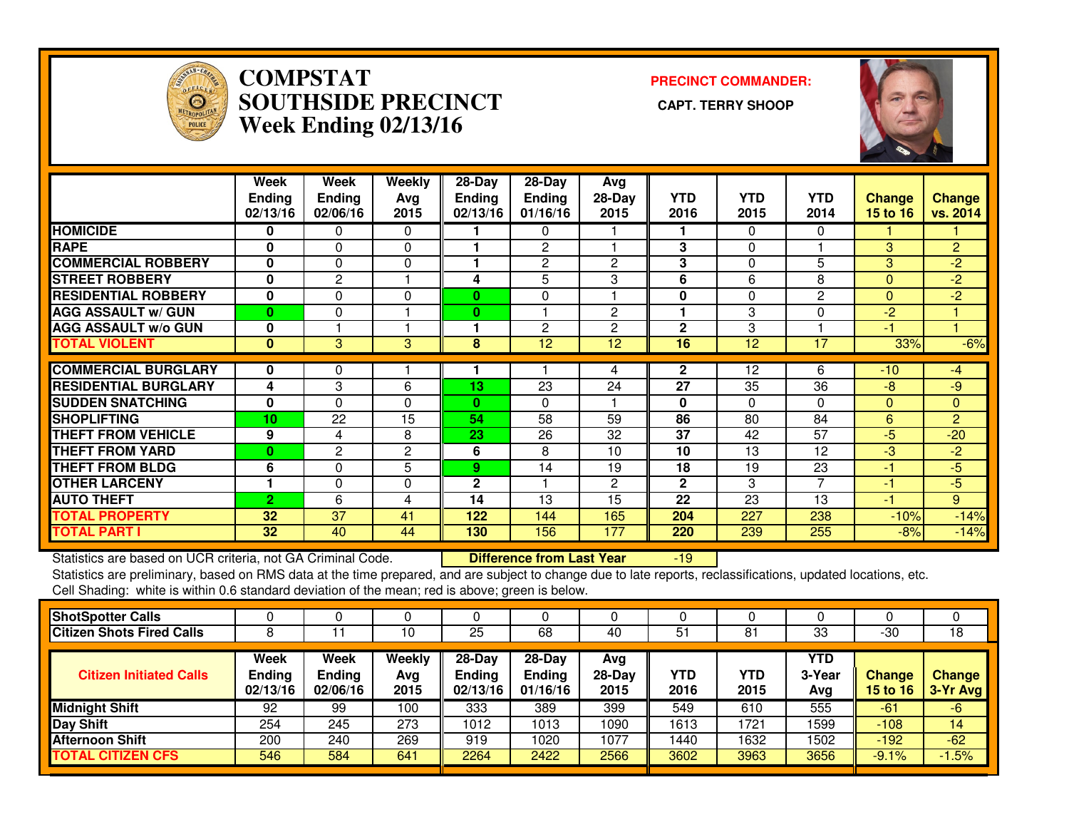# COMPSTAT SOUTHSIDE PRECINCT
## Week Ending 02/13/16

**PRECINCT COMMANDER:**
**CAPT. TERRY SHOOP**

| | Week Ending 02/13/16 | Week Ending 02/06/16 | Weekly Avg 2015 | 28-Day Ending 02/13/16 | 28-Day Ending 01/16/16 | Avg 28-Day 2015 | YTD 2016 | YTD 2015 | YTD 2014 | Change 15 to 16 | Change vs. 2014 |
|---|---|---|---|---|---|---|---|---|---|---|---|
| HOMICIDE | 0 | 0 | 0 | 1 | 0 | 1 | 1 | 0 | 0 | 1 | 1 |
| RAPE | 0 | 0 | 0 | 1 | 2 | 1 | 3 | 0 | 1 | 3 | 2 |
| COMMERCIAL ROBBERY | 0 | 0 | 0 | 1 | 2 | 2 | 3 | 0 | 5 | 3 | -2 |
| STREET ROBBERY | 0 | 2 | 1 | 4 | 5 | 3 | 6 | 6 | 8 | 0 | -2 |
| RESIDENTIAL ROBBERY | 0 | 0 | 0 | 0 | 0 | 1 | 0 | 0 | 2 | 0 | -2 |
| AGG ASSAULT w/ GUN | 0 | 0 | 1 | 0 | 1 | 2 | 1 | 3 | 0 | -2 | 1 |
| AGG ASSAULT w/o GUN | 0 | 1 | 1 | 1 | 2 | 2 | 2 | 3 | 1 | -1 | 1 |
| TOTAL VIOLENT | 0 | 3 | 3 | 8 | 12 | 12 | 16 | 12 | 17 | 33% | -6% |
| COMMERCIAL BURGLARY | 0 | 0 | 1 | 1 | 1 | 4 | 2 | 12 | 6 | -10 | -4 |
| RESIDENTIAL BURGLARY | 4 | 3 | 6 | 13 | 23 | 24 | 27 | 35 | 36 | -8 | -9 |
| SUDDEN SNATCHING | 0 | 0 | 0 | 0 | 0 | 1 | 0 | 0 | 0 | 0 | 0 |
| SHOPLIFTING | 10 | 22 | 15 | 54 | 58 | 59 | 86 | 80 | 84 | 6 | 2 |
| THEFT FROM VEHICLE | 9 | 4 | 8 | 23 | 26 | 32 | 37 | 42 | 57 | -5 | -20 |
| THEFT FROM YARD | 0 | 2 | 2 | 6 | 8 | 10 | 10 | 13 | 12 | -3 | -2 |
| THEFT FROM BLDG | 6 | 0 | 5 | 9 | 14 | 19 | 18 | 19 | 23 | -1 | -5 |
| OTHER LARCENY | 1 | 0 | 0 | 2 | 1 | 2 | 2 | 3 | 7 | -1 | -5 |
| AUTO THEFT | 2 | 6 | 4 | 14 | 13 | 15 | 22 | 23 | 13 | -1 | 9 |
| TOTAL PROPERTY | 32 | 37 | 41 | 122 | 144 | 165 | 204 | 227 | 238 | -10% | -14% |
| TOTAL PART I | 32 | 40 | 44 | 130 | 156 | 177 | 220 | 239 | 255 | -8% | -14% |

Statistics are based on UCR criteria, not GA Criminal Code. **Difference from Last Year** -19

Statistics are preliminary, based on RMS data at the time prepared, and are subject to change due to late reports, reclassifications, updated locations, etc.
Cell Shading: white is within 0.6 standard deviation of the mean; red is above; green is below.

| ShotSpotter Calls | 0 | 0 | 0 | 0 | 0 | 0 | 0 | 0 | 0 | 0 | 0 |
|---|---|---|---|---|---|---|---|---|---|---|---|
| Citizen Shots Fired Calls | 8 | 11 | 10 | 25 | 68 | 40 | 51 | 81 | 33 | -30 | 18 |

| Citizen Initiated Calls | Week Ending 02/13/16 | Week Ending 02/06/16 | Weekly Avg 2015 | 28-Day Ending 02/13/16 | 28-Day Ending 01/16/16 | Avg 28-Day 2015 | YTD 2016 | YTD 2015 | YTD 3-Year Avg | Change 15 to 16 | Change 3-Yr Avg |
|---|---|---|---|---|---|---|---|---|---|---|---|
| Midnight Shift | 92 | 99 | 100 | 333 | 389 | 399 | 549 | 610 | 555 | -61 | -6 |
| Day Shift | 254 | 245 | 273 | 1012 | 1013 | 1090 | 1613 | 1721 | 1599 | -108 | 14 |
| Afternoon Shift | 200 | 240 | 269 | 919 | 1020 | 1077 | 1440 | 1632 | 1502 | -192 | -62 |
| TOTAL CITIZEN CFS | 546 | 584 | 641 | 2264 | 2422 | 2566 | 3602 | 3963 | 3656 | -9.1% | -1.5% |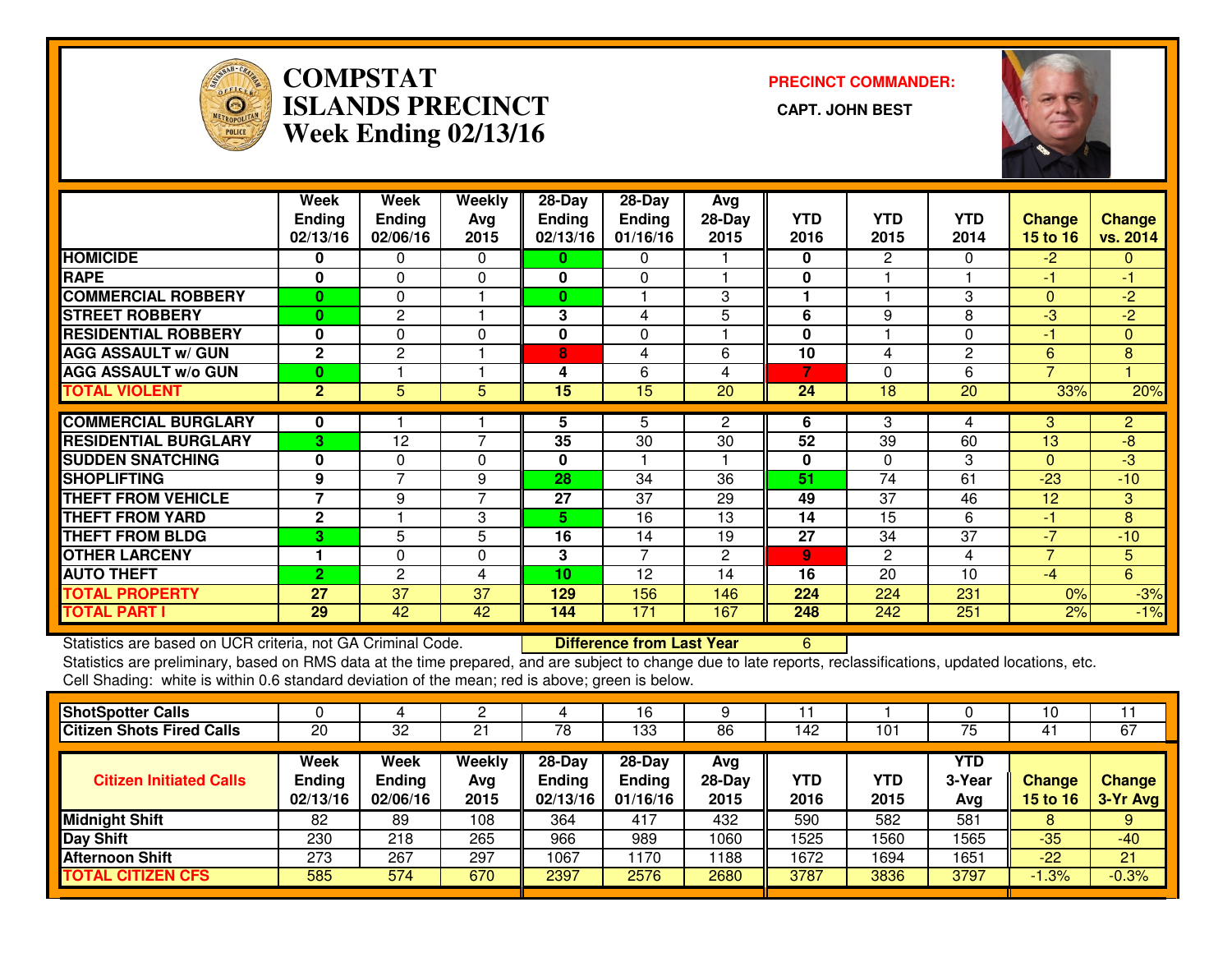# COMPSTAT
# ISLANDS PRECINCT
# Week Ending 02/13/16

**PRECINCT COMMANDER:**

**CAPT. JOHN BEST**

| | Week Ending 02/13/16 | Week Ending 02/06/16 | Weekly Avg 2015 | 28-Day Ending 02/13/16 | 28-Day Ending 01/16/16 | Avg 28-Day 2015 | YTD 2016 | YTD 2015 | YTD 2014 | Change 15 to 16 | Change vs. 2014 |
|---|---|---|---|---|---|---|---|---|---|---|---|
| HOMICIDE | 0 | 0 | 0 | 0 | 0 | 1 | 0 | 2 | 0 | -2 | 0 |
| RAPE | 0 | 0 | 0 | 0 | 0 | 1 | 0 | 1 | 1 | -1 | -1 |
| COMMERCIAL ROBBERY | 0 | 0 | 1 | 0 | 1 | 3 | 1 | 1 | 3 | 0 | -2 |
| STREET ROBBERY | 0 | 2 | 1 | 3 | 4 | 5 | 6 | 9 | 8 | -3 | -2 |
| RESIDENTIAL ROBBERY | 0 | 0 | 0 | 0 | 0 | 1 | 0 | 1 | 0 | -1 | 0 |
| AGG ASSAULT w/ GUN | 2 | 2 | 1 | 8 | 4 | 6 | 10 | 4 | 2 | 6 | 8 |
| AGG ASSAULT w/o GUN | 0 | 1 | 1 | 4 | 6 | 4 | 7 | 0 | 6 | 7 | 1 |
| TOTAL VIOLENT | 2 | 5 | 5 | 15 | 15 | 20 | 24 | 18 | 20 | 33% | 20% |
| COMMERCIAL BURGLARY | 0 | 1 | 1 | 5 | 5 | 2 | 6 | 3 | 4 | 3 | 2 |
| RESIDENTIAL BURGLARY | 3 | 12 | 7 | 35 | 30 | 30 | 52 | 39 | 60 | 13 | -8 |
| SUDDEN SNATCHING | 0 | 0 | 0 | 0 | 1 | 1 | 0 | 0 | 3 | 0 | -3 |
| SHOPLIFTING | 9 | 7 | 9 | 28 | 34 | 36 | 51 | 74 | 61 | -23 | -10 |
| THEFT FROM VEHICLE | 7 | 9 | 7 | 27 | 37 | 29 | 49 | 37 | 46 | 12 | 3 |
| THEFT FROM YARD | 2 | 1 | 3 | 5 | 16 | 13 | 14 | 15 | 6 | -1 | 8 |
| THEFT FROM BLDG | 3 | 5 | 5 | 16 | 14 | 19 | 27 | 34 | 37 | -7 | -10 |
| OTHER LARCENY | 1 | 0 | 0 | 3 | 7 | 2 | 9 | 2 | 4 | 7 | 5 |
| AUTO THEFT | 2 | 2 | 4 | 10 | 12 | 14 | 16 | 20 | 10 | -4 | 6 |
| TOTAL PROPERTY | 27 | 37 | 37 | 129 | 156 | 146 | 224 | 224 | 231 | 0% | -3% |
| TOTAL PART I | 29 | 42 | 42 | 144 | 171 | 167 | 248 | 242 | 251 | 2% | -1% |

Statistics are based on UCR criteria, not GA Criminal Code. **Difference from Last Year** 6

Statistics are preliminary, based on RMS data at the time prepared, and are subject to change due to late reports, reclassifications, updated locations, etc.

Cell Shading: white is within 0.6 standard deviation of the mean; red is above; green is below.

| | | | | | | | | | | | |
|---|---|---|---|---|---|---|---|---|---|---|---|
| ShotSpotter Calls | 0 | 4 | 2 | 4 | 16 | 9 | 11 | 1 | 0 | 10 | 11 |
| Citizen Shots Fired Calls | 20 | 32 | 21 | 78 | 133 | 86 | 142 | 101 | 75 | 41 | 67 |

| Citizen Initiated Calls | Week Ending 02/13/16 | Week Ending 02/06/16 | Weekly Avg 2015 | 28-Day Ending 02/13/16 | 28-Day Ending 01/16/16 | Avg 28-Day 2015 | YTD 2016 | YTD 2015 | YTD 3-Year Avg | Change 15 to 16 | Change 3-Yr Avg |
|---|---|---|---|---|---|---|---|---|---|---|---|
| Midnight Shift | 82 | 89 | 108 | 364 | 417 | 432 | 590 | 582 | 581 | 8 | 9 |
| Day Shift | 230 | 218 | 265 | 966 | 989 | 1060 | 1525 | 1560 | 1565 | -35 | -40 |
| Afternoon Shift | 273 | 267 | 297 | 1067 | 1170 | 1188 | 1672 | 1694 | 1651 | -22 | 21 |
| TOTAL CITIZEN CFS | 585 | 574 | 670 | 2397 | 2576 | 2680 | 3787 | 3836 | 3797 | -1.3% | -0.3% |